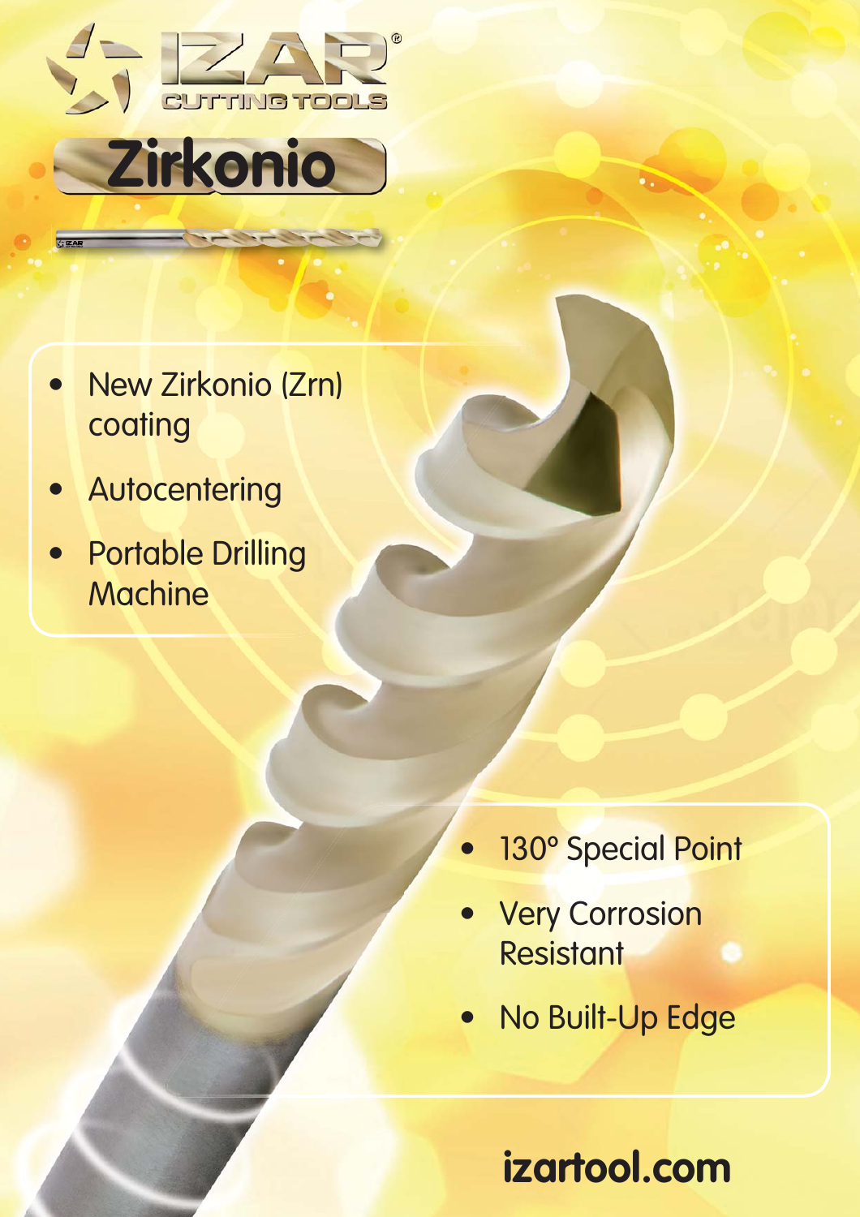# IZAR CUTTING TOOLS

## Zirkonio

- New Zirkonio (Zrn) coating
- Autocentering
- Portable Drilling Machine

- 130° Special Point
- Very Corrosion Resistant
- No Built-Up Edge

izartool.com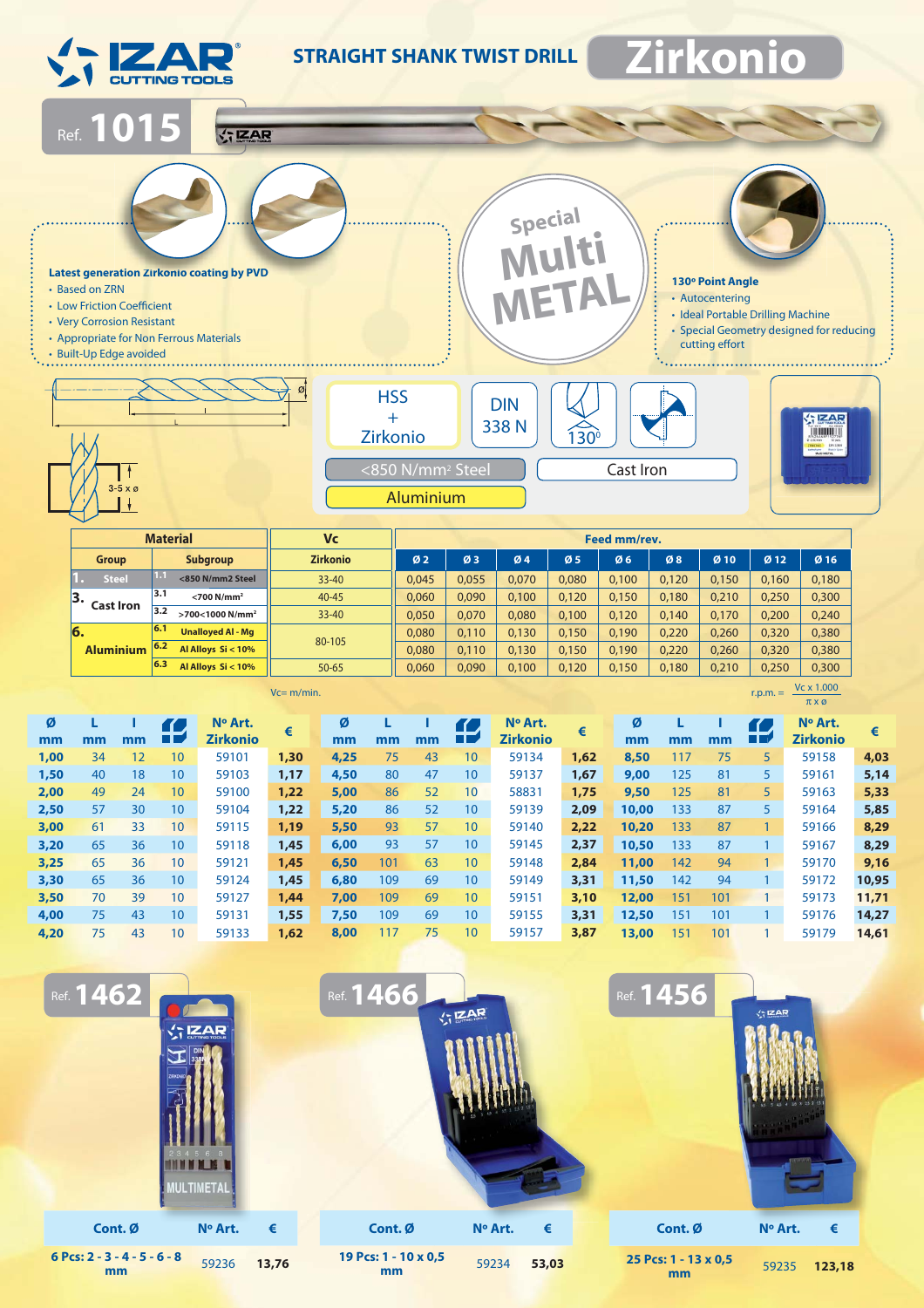# IZAR CUTTING TOOLS

## STRAIGHT SHANK TWIST DRILL Zirkonio

### Ref. 1015

**Latest generation Zirkonio coating by PVD**
- Based on ZRN
- Low Friction Coefficient
- Very Corrosion Resistant
- Appropriate for Non Ferrous Materials
- Built-Up Edge avoided

Special Multi METAL

**130º Point Angle**
- Autocentering
- Ideal Portable Drilling Machine
- Special Geometry designed for reducing cutting effort

Ø L l

3-5 x ø

HSS + Zirkonio | DIN 338 N | 130º

<850 N/mm² Steel | Cast Iron | Aluminium

| Material | | | Vc | Feed mm/rev. | | | | | | | | |
|---|---|---|---|---|---|---|---|---|---|---|---|---|
| Group | Subgroup | | Zirkonio | Ø 2 | Ø 3 | Ø 4 | Ø 5 | Ø 6 | Ø 8 | Ø 10 | Ø 12 | Ø 16 |
| 1. Steel | 1.1 | <850 N/mm2 Steel | 33-40 | 0,045 | 0,055 | 0,070 | 0,080 | 0,100 | 0,120 | 0,150 | 0,160 | 0,180 |
| 3. Cast Iron | 3.1 | <700 N/mm² | 40-45 | 0,060 | 0,090 | 0,100 | 0,120 | 0,150 | 0,180 | 0,210 | 0,250 | 0,300 |
| | 3.2 | >700<1000 N/mm² | 33-40 | 0,050 | 0,070 | 0,080 | 0,100 | 0,120 | 0,140 | 0,170 | 0,200 | 0,240 |
| 6. Aluminium | 6.1 | Unalloyed Al - Mg | 80-105 | 0,080 | 0,110 | 0,130 | 0,150 | 0,190 | 0,220 | 0,260 | 0,320 | 0,380 |
| | 6.2 | Al Alloys Si < 10% | | 0,080 | 0,110 | 0,130 | 0,150 | 0,190 | 0,220 | 0,260 | 0,320 | 0,380 |
| | 6.3 | Al Alloys Si < 10% | 50-65 | 0,060 | 0,090 | 0,100 | 0,120 | 0,150 | 0,180 | 0,210 | 0,250 | 0,300 |

Vc= m/min.

$$\text{r.p.m.} = \frac{Vc \times 1.000}{\pi \times ø}$$

| Ø mm | L mm | l mm | Pcs | Nº Art. Zirkonio | € | Ø mm | L mm | l mm | Pcs | Nº Art. Zirkonio | € | Ø mm | L mm | l mm | Pcs | Nº Art. Zirkonio | € |
|---|---|---|---|---|---|---|---|---|---|---|---|---|---|---|---|---|---|
| 1,00 | 34 | 12 | 10 | 59101 | 1,30 | 4,25 | 75 | 43 | 10 | 59134 | 1,62 | 8,50 | 117 | 75 | 5 | 59158 | 4,03 |
| 1,50 | 40 | 18 | 10 | 59103 | 1,17 | 4,50 | 80 | 47 | 10 | 59137 | 1,67 | 9,00 | 125 | 81 | 5 | 59161 | 5,14 |
| 2,00 | 49 | 24 | 10 | 59100 | 1,22 | 5,00 | 86 | 52 | 10 | 58831 | 1,75 | 9,50 | 125 | 81 | 5 | 59163 | 5,33 |
| 2,50 | 57 | 30 | 10 | 59104 | 1,22 | 5,20 | 86 | 52 | 10 | 59139 | 2,09 | 10,00 | 133 | 87 | 5 | 59164 | 5,85 |
| 3,00 | 61 | 33 | 10 | 59115 | 1,19 | 5,50 | 93 | 57 | 10 | 59140 | 2,22 | 10,20 | 133 | 87 | 1 | 59166 | 8,29 |
| 3,20 | 65 | 36 | 10 | 59118 | 1,45 | 6,00 | 93 | 57 | 10 | 59145 | 2,37 | 10,50 | 133 | 87 | 1 | 59167 | 8,29 |
| 3,25 | 65 | 36 | 10 | 59121 | 1,45 | 6,50 | 101 | 63 | 10 | 59148 | 2,84 | 11,00 | 142 | 94 | 1 | 59170 | 9,16 |
| 3,30 | 65 | 36 | 10 | 59124 | 1,45 | 6,80 | 109 | 69 | 10 | 59149 | 3,31 | 11,50 | 142 | 94 | 1 | 59172 | 10,95 |
| 3,50 | 70 | 39 | 10 | 59127 | 1,44 | 7,00 | 109 | 69 | 10 | 59151 | 3,10 | 12,00 | 151 | 101 | 1 | 59173 | 11,71 |
| 4,00 | 75 | 43 | 10 | 59131 | 1,55 | 7,50 | 109 | 69 | 10 | 59155 | 3,31 | 12,50 | 151 | 101 | 1 | 59176 | 14,27 |
| 4,20 | 75 | 43 | 10 | 59133 | 1,62 | 8,00 | 117 | 75 | 10 | 59157 | 3,87 | 13,00 | 151 | 101 | 1 | 59179 | 14,61 |

### Ref. 1462

| Cont. Ø | Nº Art. | € |
|---|---|---|
| 6 Pcs: 2 - 3 - 4 - 5 - 6 - 8 mm | 59236 | 13,76 |

### Ref. 1466

| Cont. Ø | Nº Art. | € |
|---|---|---|
| 19 Pcs: 1 - 10 x 0,5 mm | 59234 | 53,03 |

### Ref. 1456

| Cont. Ø | Nº Art. | € |
|---|---|---|
| 25 Pcs: 1 - 13 x 0,5 mm | 59235 | 123,18 |